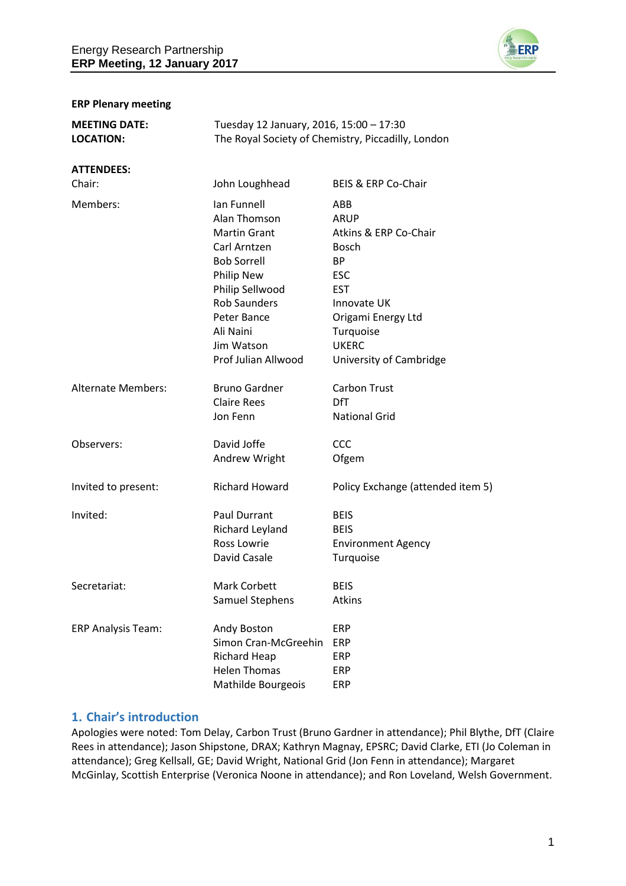**ERP Plenary meeting**

| | | |
|---|---|---|
| **MEETING DATE:** | Tuesday 12 January, 2016, 15:00 – 17:30 | |
| **LOCATION:** | The Royal Society of Chemistry, Piccadilly, London | |

**ATTENDEES:**

| | | |
|---|---|---|
| Chair: | John Loughhead | BEIS & ERP Co-Chair |
| Members: | Ian Funnell | ABB |
| | Alan Thomson | ARUP |
| | Martin Grant | Atkins & ERP Co-Chair |
| | Carl Arntzen | Bosch |
| | Bob Sorrell | BP |
| | Philip New | ESC |
| | Philip Sellwood | EST |
| | Rob Saunders | Innovate UK |
| | Peter Bance | Origami Energy Ltd |
| | Ali Naini | Turquoise |
| | Jim Watson | UKERC |
| | Prof Julian Allwood | University of Cambridge |
| Alternate Members: | Bruno Gardner | Carbon Trust |
| | Claire Rees | DfT |
| | Jon Fenn | National Grid |
| Observers: | David Joffe | CCC |
| | Andrew Wright | Ofgem |
| Invited to present: | Richard Howard | Policy Exchange (attended item 5) |
| Invited: | Paul Durrant | BEIS |
| | Richard Leyland | BEIS |
| | Ross Lowrie | Environment Agency |
| | David Casale | Turquoise |
| Secretariat: | Mark Corbett | BEIS |
| | Samuel Stephens | Atkins |
| ERP Analysis Team: | Andy Boston | ERP |
| | Simon Cran-McGreehin | ERP |
| | Richard Heap | ERP |
| | Helen Thomas | ERP |
| | Mathilde Bourgeois | ERP |

## 1. Chair's introduction

Apologies were noted: Tom Delay, Carbon Trust (Bruno Gardner in attendance); Phil Blythe, DfT (Claire Rees in attendance); Jason Shipstone, DRAX; Kathryn Magnay, EPSRC; David Clarke, ETI (Jo Coleman in attendance); Greg Kellsall, GE; David Wright, National Grid (Jon Fenn in attendance); Margaret McGinlay, Scottish Enterprise (Veronica Noone in attendance); and Ron Loveland, Welsh Government.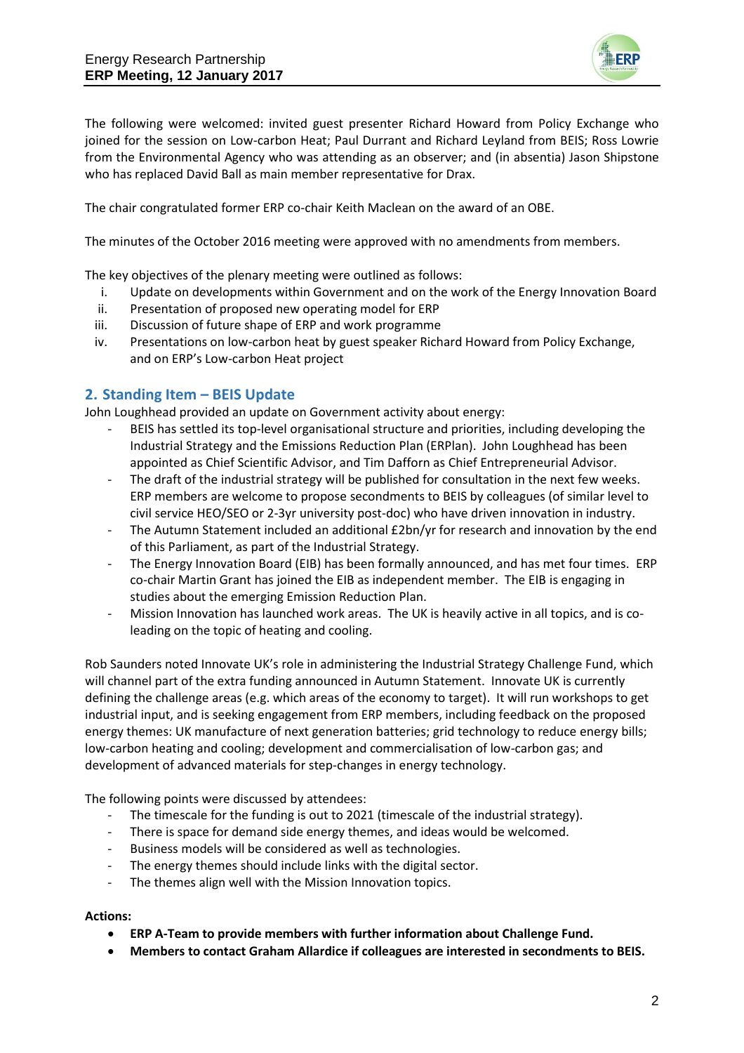The following were welcomed: invited guest presenter Richard Howard from Policy Exchange who joined for the session on Low-carbon Heat; Paul Durrant and Richard Leyland from BEIS; Ross Lowrie from the Environmental Agency who was attending as an observer; and (in absentia) Jason Shipstone who has replaced David Ball as main member representative for Drax.

The chair congratulated former ERP co-chair Keith Maclean on the award of an OBE.

The minutes of the October 2016 meeting were approved with no amendments from members.

The key objectives of the plenary meeting were outlined as follows:

i. Update on developments within Government and on the work of the Energy Innovation Board
ii. Presentation of proposed new operating model for ERP
iii. Discussion of future shape of ERP and work programme
iv. Presentations on low-carbon heat by guest speaker Richard Howard from Policy Exchange, and on ERP's Low-carbon Heat project

## 2. Standing Item – BEIS Update

John Loughhead provided an update on Government activity about energy:

- BEIS has settled its top-level organisational structure and priorities, including developing the Industrial Strategy and the Emissions Reduction Plan (ERPlan). John Loughhead has been appointed as Chief Scientific Advisor, and Tim Dafforn as Chief Entrepreneurial Advisor.
- The draft of the industrial strategy will be published for consultation in the next few weeks. ERP members are welcome to propose secondments to BEIS by colleagues (of similar level to civil service HEO/SEO or 2-3yr university post-doc) who have driven innovation in industry.
- The Autumn Statement included an additional £2bn/yr for research and innovation by the end of this Parliament, as part of the Industrial Strategy.
- The Energy Innovation Board (EIB) has been formally announced, and has met four times. ERP co-chair Martin Grant has joined the EIB as independent member. The EIB is engaging in studies about the emerging Emission Reduction Plan.
- Mission Innovation has launched work areas. The UK is heavily active in all topics, and is co-leading on the topic of heating and cooling.

Rob Saunders noted Innovate UK's role in administering the Industrial Strategy Challenge Fund, which will channel part of the extra funding announced in Autumn Statement. Innovate UK is currently defining the challenge areas (e.g. which areas of the economy to target). It will run workshops to get industrial input, and is seeking engagement from ERP members, including feedback on the proposed energy themes: UK manufacture of next generation batteries; grid technology to reduce energy bills; low-carbon heating and cooling; development and commercialisation of low-carbon gas; and development of advanced materials for step-changes in energy technology.

The following points were discussed by attendees:

- The timescale for the funding is out to 2021 (timescale of the industrial strategy).
- There is space for demand side energy themes, and ideas would be welcomed.
- Business models will be considered as well as technologies.
- The energy themes should include links with the digital sector.
- The themes align well with the Mission Innovation topics.

**Actions:**

- **ERP A-Team to provide members with further information about Challenge Fund.**
- **Members to contact Graham Allardice if colleagues are interested in secondments to BEIS.**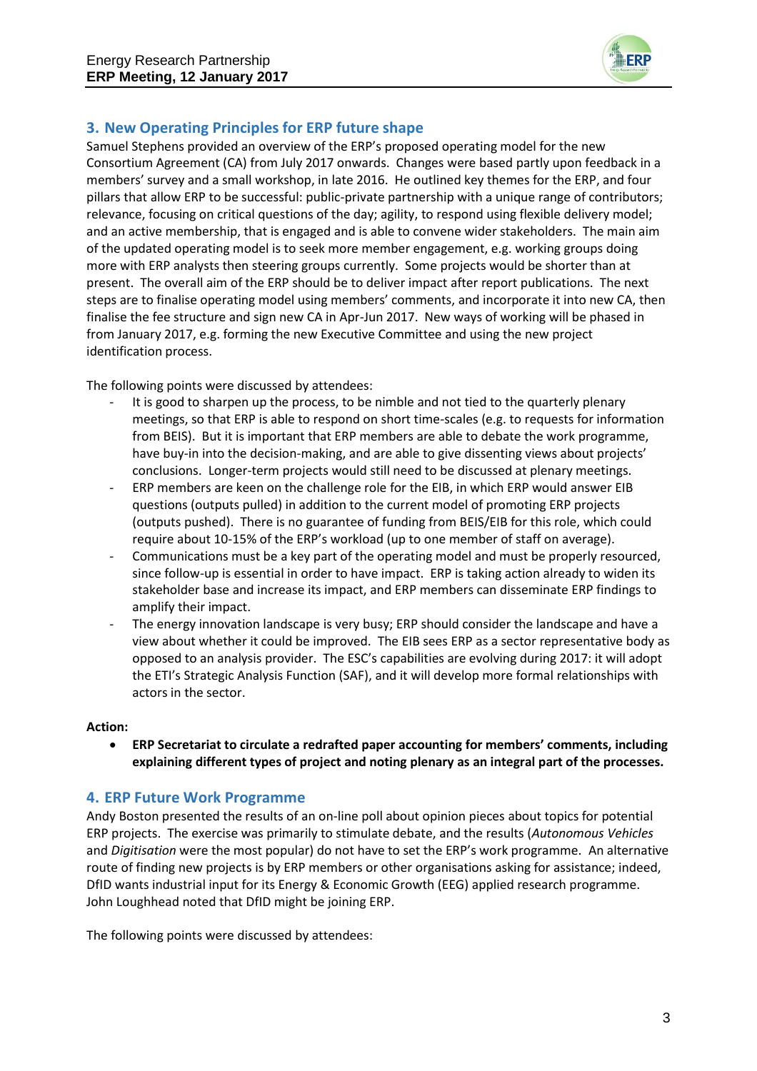## 3. New Operating Principles for ERP future shape

Samuel Stephens provided an overview of the ERP's proposed operating model for the new Consortium Agreement (CA) from July 2017 onwards. Changes were based partly upon feedback in a members' survey and a small workshop, in late 2016. He outlined key themes for the ERP, and four pillars that allow ERP to be successful: public-private partnership with a unique range of contributors; relevance, focusing on critical questions of the day; agility, to respond using flexible delivery model; and an active membership, that is engaged and is able to convene wider stakeholders. The main aim of the updated operating model is to seek more member engagement, e.g. working groups doing more with ERP analysts then steering groups currently. Some projects would be shorter than at present. The overall aim of the ERP should be to deliver impact after report publications. The next steps are to finalise operating model using members' comments, and incorporate it into new CA, then finalise the fee structure and sign new CA in Apr-Jun 2017. New ways of working will be phased in from January 2017, e.g. forming the new Executive Committee and using the new project identification process.

The following points were discussed by attendees:

- It is good to sharpen up the process, to be nimble and not tied to the quarterly plenary meetings, so that ERP is able to respond on short time-scales (e.g. to requests for information from BEIS). But it is important that ERP members are able to debate the work programme, have buy-in into the decision-making, and are able to give dissenting views about projects' conclusions. Longer-term projects would still need to be discussed at plenary meetings.
- ERP members are keen on the challenge role for the EIB, in which ERP would answer EIB questions (outputs pulled) in addition to the current model of promoting ERP projects (outputs pushed). There is no guarantee of funding from BEIS/EIB for this role, which could require about 10-15% of the ERP's workload (up to one member of staff on average).
- Communications must be a key part of the operating model and must be properly resourced, since follow-up is essential in order to have impact. ERP is taking action already to widen its stakeholder base and increase its impact, and ERP members can disseminate ERP findings to amplify their impact.
- The energy innovation landscape is very busy; ERP should consider the landscape and have a view about whether it could be improved. The EIB sees ERP as a sector representative body as opposed to an analysis provider. The ESC's capabilities are evolving during 2017: it will adopt the ETI's Strategic Analysis Function (SAF), and it will develop more formal relationships with actors in the sector.

**Action:**

- **ERP Secretariat to circulate a redrafted paper accounting for members' comments, including explaining different types of project and noting plenary as an integral part of the processes.**

## 4. ERP Future Work Programme

Andy Boston presented the results of an on-line poll about opinion pieces about topics for potential ERP projects. The exercise was primarily to stimulate debate, and the results (*Autonomous Vehicles* and *Digitisation* were the most popular) do not have to set the ERP's work programme. An alternative route of finding new projects is by ERP members or other organisations asking for assistance; indeed, DfID wants industrial input for its Energy & Economic Growth (EEG) applied research programme. John Loughhead noted that DfID might be joining ERP.

The following points were discussed by attendees: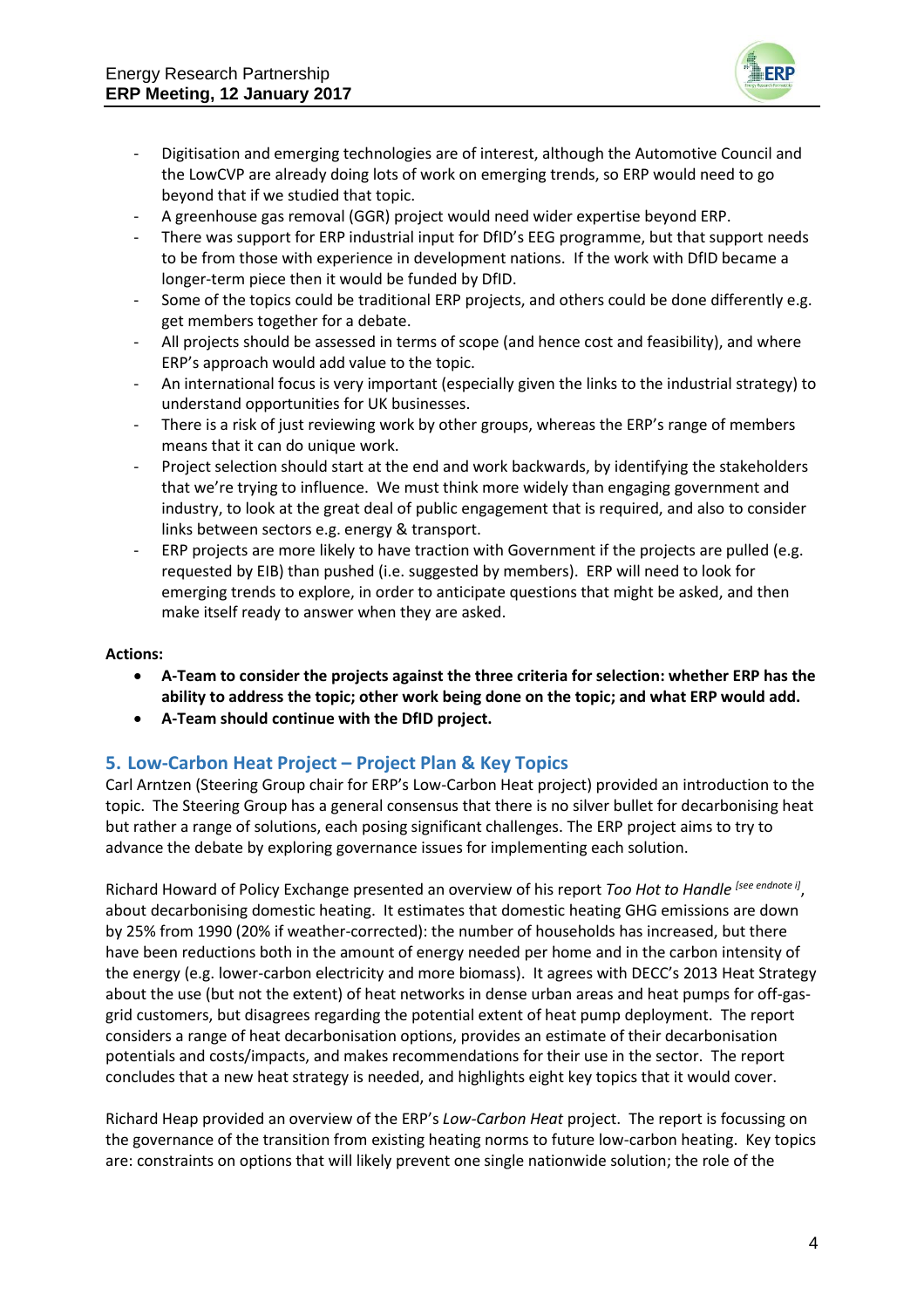- Digitisation and emerging technologies are of interest, although the Automotive Council and the LowCVP are already doing lots of work on emerging trends, so ERP would need to go beyond that if we studied that topic.
- A greenhouse gas removal (GGR) project would need wider expertise beyond ERP.
- There was support for ERP industrial input for DfID's EEG programme, but that support needs to be from those with experience in development nations. If the work with DfID became a longer-term piece then it would be funded by DfID.
- Some of the topics could be traditional ERP projects, and others could be done differently e.g. get members together for a debate.
- All projects should be assessed in terms of scope (and hence cost and feasibility), and where ERP's approach would add value to the topic.
- An international focus is very important (especially given the links to the industrial strategy) to understand opportunities for UK businesses.
- There is a risk of just reviewing work by other groups, whereas the ERP's range of members means that it can do unique work.
- Project selection should start at the end and work backwards, by identifying the stakeholders that we're trying to influence. We must think more widely than engaging government and industry, to look at the great deal of public engagement that is required, and also to consider links between sectors e.g. energy & transport.
- ERP projects are more likely to have traction with Government if the projects are pulled (e.g. requested by EIB) than pushed (i.e. suggested by members). ERP will need to look for emerging trends to explore, in order to anticipate questions that might be asked, and then make itself ready to answer when they are asked.

**Actions:**

- **A-Team to consider the projects against the three criteria for selection: whether ERP has the ability to address the topic; other work being done on the topic; and what ERP would add.**
- **A-Team should continue with the DfID project.**

## 5. Low-Carbon Heat Project – Project Plan & Key Topics

Carl Arntzen (Steering Group chair for ERP's Low-Carbon Heat project) provided an introduction to the topic. The Steering Group has a general consensus that there is no silver bullet for decarbonising heat but rather a range of solutions, each posing significant challenges. The ERP project aims to try to advance the debate by exploring governance issues for implementing each solution.

Richard Howard of Policy Exchange presented an overview of his report *Too Hot to Handle* *[see endnote i]*, about decarbonising domestic heating. It estimates that domestic heating GHG emissions are down by 25% from 1990 (20% if weather-corrected): the number of households has increased, but there have been reductions both in the amount of energy needed per home and in the carbon intensity of the energy (e.g. lower-carbon electricity and more biomass). It agrees with DECC's 2013 Heat Strategy about the use (but not the extent) of heat networks in dense urban areas and heat pumps for off-gas-grid customers, but disagrees regarding the potential extent of heat pump deployment. The report considers a range of heat decarbonisation options, provides an estimate of their decarbonisation potentials and costs/impacts, and makes recommendations for their use in the sector. The report concludes that a new heat strategy is needed, and highlights eight key topics that it would cover.

Richard Heap provided an overview of the ERP's *Low-Carbon Heat* project. The report is focussing on the governance of the transition from existing heating norms to future low-carbon heating. Key topics are: constraints on options that will likely prevent one single nationwide solution; the role of the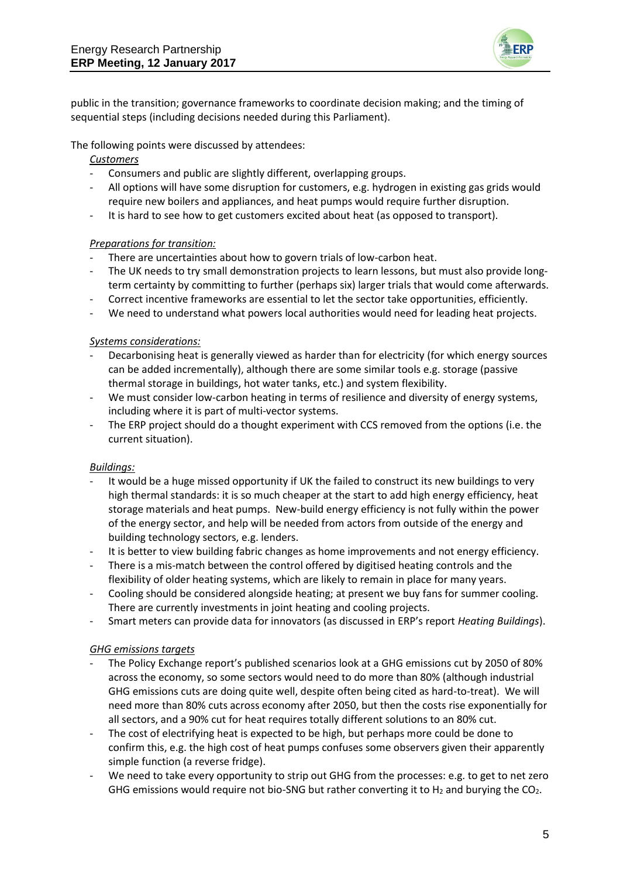public in the transition; governance frameworks to coordinate decision making; and the timing of sequential steps (including decisions needed during this Parliament).

The following points were discussed by attendees:

*Customers*

- Consumers and public are slightly different, overlapping groups.
- All options will have some disruption for customers, e.g. hydrogen in existing gas grids would require new boilers and appliances, and heat pumps would require further disruption.
- It is hard to see how to get customers excited about heat (as opposed to transport).

*Preparations for transition:*

- There are uncertainties about how to govern trials of low-carbon heat.
- The UK needs to try small demonstration projects to learn lessons, but must also provide long-term certainty by committing to further (perhaps six) larger trials that would come afterwards.
- Correct incentive frameworks are essential to let the sector take opportunities, efficiently.
- We need to understand what powers local authorities would need for leading heat projects.

*Systems considerations:*

- Decarbonising heat is generally viewed as harder than for electricity (for which energy sources can be added incrementally), although there are some similar tools e.g. storage (passive thermal storage in buildings, hot water tanks, etc.) and system flexibility.
- We must consider low-carbon heating in terms of resilience and diversity of energy systems, including where it is part of multi-vector systems.
- The ERP project should do a thought experiment with CCS removed from the options (i.e. the current situation).

*Buildings:*

- It would be a huge missed opportunity if UK the failed to construct its new buildings to very high thermal standards: it is so much cheaper at the start to add high energy efficiency, heat storage materials and heat pumps. New-build energy efficiency is not fully within the power of the energy sector, and help will be needed from actors from outside of the energy and building technology sectors, e.g. lenders.
- It is better to view building fabric changes as home improvements and not energy efficiency.
- There is a mis-match between the control offered by digitised heating controls and the flexibility of older heating systems, which are likely to remain in place for many years.
- Cooling should be considered alongside heating; at present we buy fans for summer cooling. There are currently investments in joint heating and cooling projects.
- Smart meters can provide data for innovators (as discussed in ERP's report *Heating Buildings*).

*GHG emissions targets*

- The Policy Exchange report's published scenarios look at a GHG emissions cut by 2050 of 80% across the economy, so some sectors would need to do more than 80% (although industrial GHG emissions cuts are doing quite well, despite often being cited as hard-to-treat). We will need more than 80% cuts across economy after 2050, but then the costs rise exponentially for all sectors, and a 90% cut for heat requires totally different solutions to an 80% cut.
- The cost of electrifying heat is expected to be high, but perhaps more could be done to confirm this, e.g. the high cost of heat pumps confuses some observers given their apparently simple function (a reverse fridge).
- We need to take every opportunity to strip out GHG from the processes: e.g. to get to net zero GHG emissions would require not bio-SNG but rather converting it to $H_2$ and burying the $CO_2$.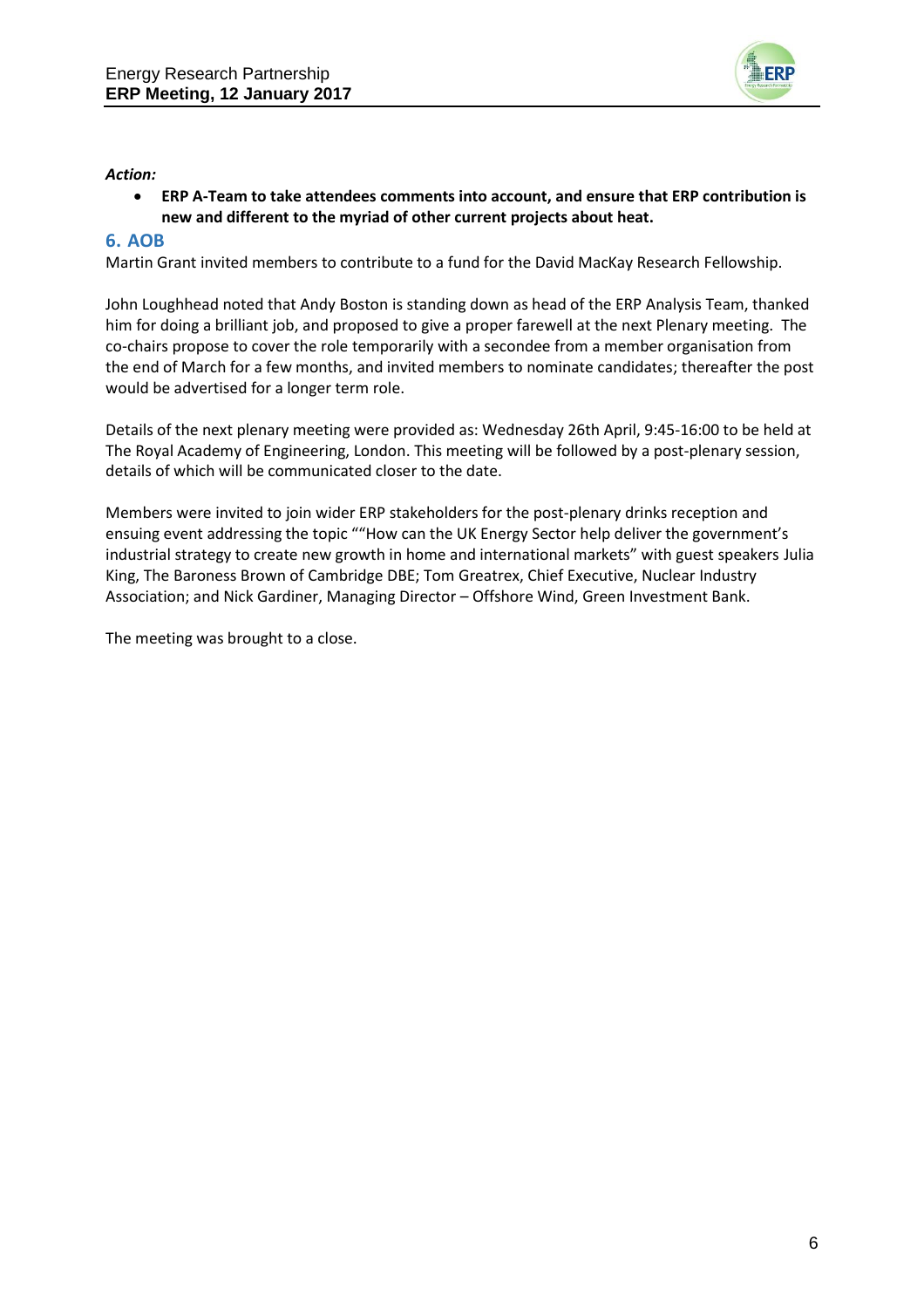*Action:*

- **ERP A-Team to take attendees comments into account, and ensure that ERP contribution is new and different to the myriad of other current projects about heat.**

## 6. AOB

Martin Grant invited members to contribute to a fund for the David MacKay Research Fellowship.

John Loughhead noted that Andy Boston is standing down as head of the ERP Analysis Team, thanked him for doing a brilliant job, and proposed to give a proper farewell at the next Plenary meeting. The co-chairs propose to cover the role temporarily with a secondee from a member organisation from the end of March for a few months, and invited members to nominate candidates; thereafter the post would be advertised for a longer term role.

Details of the next plenary meeting were provided as: Wednesday 26th April, 9:45-16:00 to be held at The Royal Academy of Engineering, London. This meeting will be followed by a post-plenary session, details of which will be communicated closer to the date.

Members were invited to join wider ERP stakeholders for the post-plenary drinks reception and ensuing event addressing the topic ""How can the UK Energy Sector help deliver the government's industrial strategy to create new growth in home and international markets" with guest speakers Julia King, The Baroness Brown of Cambridge DBE; Tom Greatrex, Chief Executive, Nuclear Industry Association; and Nick Gardiner, Managing Director – Offshore Wind, Green Investment Bank.

The meeting was brought to a close.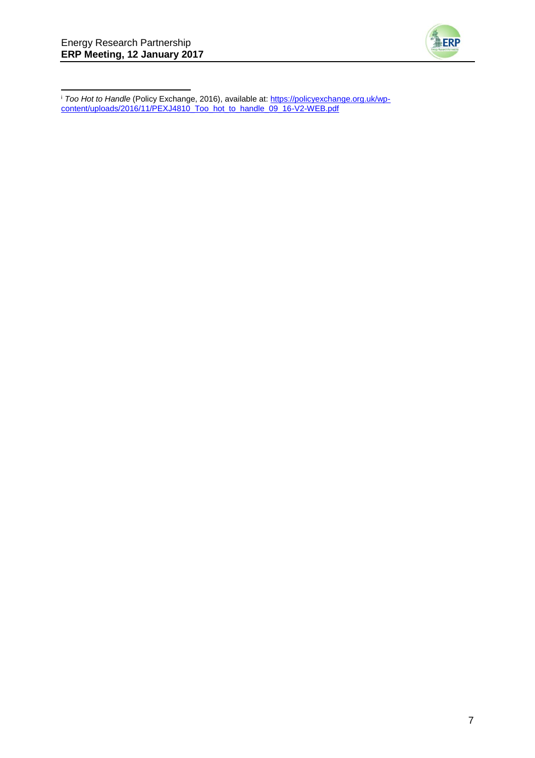[i] *Too Hot to Handle* (Policy Exchange, 2016), available at: https://policyexchange.org.uk/wp-content/uploads/2016/11/PEXJ4810_Too_hot_to_handle_09_16-V2-WEB.pdf